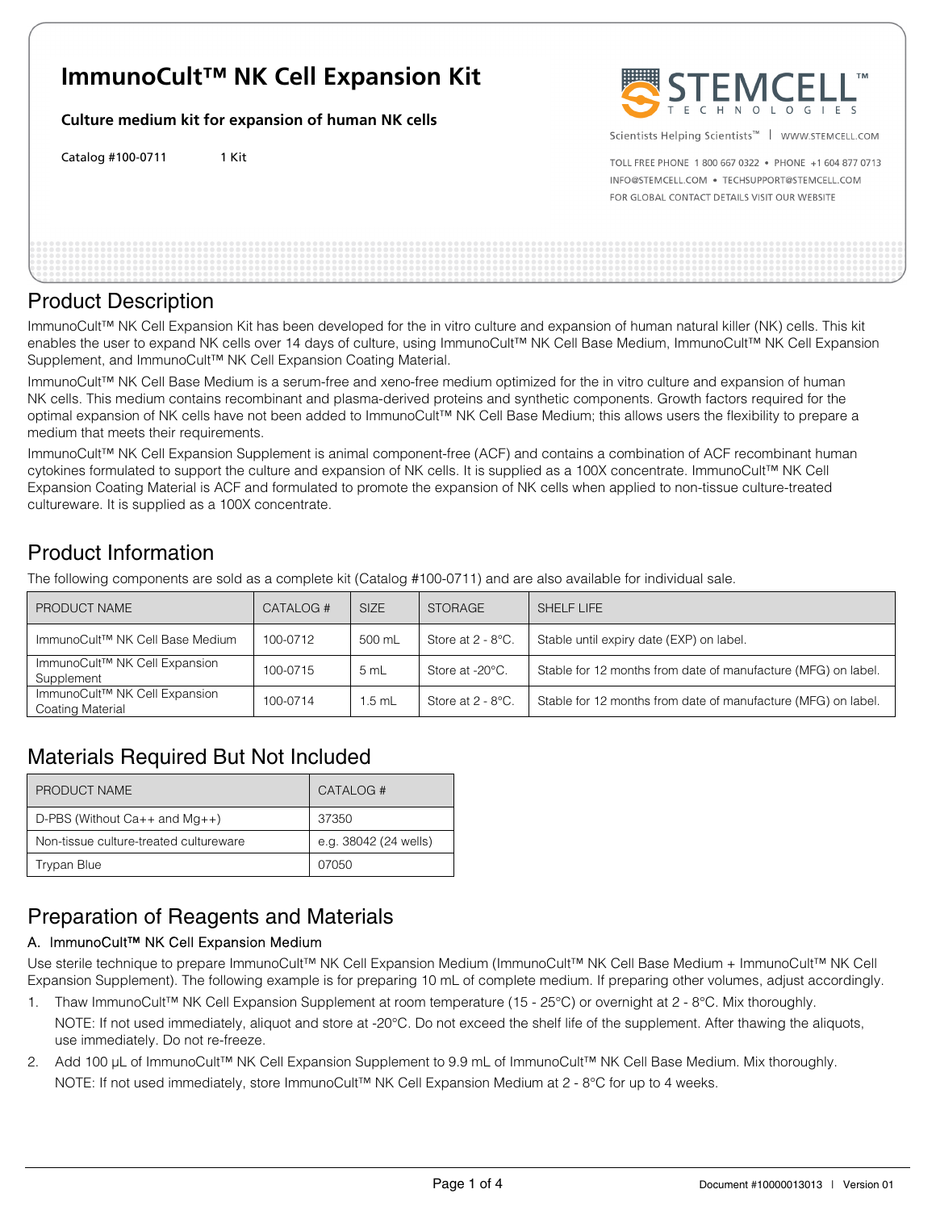# ImmunoCult™ NK Cell Expansion Kit

**Culture medium kit for expansion of human NK cells**

Catalog #100-0711 1 Kit

STEMCELL™ TECHNOLOGIES

Scientists Helping Scientists™ | WWW.STEMCELL.COM

TOLL FREE PHONE 1 800 667 0322 • PHONE +1 604 877 0713
INFO@STEMCELL.COM • TECHSUPPORT@STEMCELL.COM
FOR GLOBAL CONTACT DETAILS VISIT OUR WEBSITE

## Product Description

ImmunoCult™ NK Cell Expansion Kit has been developed for the in vitro culture and expansion of human natural killer (NK) cells. This kit enables the user to expand NK cells over 14 days of culture, using ImmunoCult™ NK Cell Base Medium, ImmunoCult™ NK Cell Expansion Supplement, and ImmunoCult™ NK Cell Expansion Coating Material.

ImmunoCult™ NK Cell Base Medium is a serum-free and xeno-free medium optimized for the in vitro culture and expansion of human NK cells. This medium contains recombinant and plasma-derived proteins and synthetic components. Growth factors required for the optimal expansion of NK cells have not been added to ImmunoCult™ NK Cell Base Medium; this allows users the flexibility to prepare a medium that meets their requirements.

ImmunoCult™ NK Cell Expansion Supplement is animal component-free (ACF) and contains a combination of ACF recombinant human cytokines formulated to support the culture and expansion of NK cells. It is supplied as a 100X concentrate. ImmunoCult™ NK Cell Expansion Coating Material is ACF and formulated to promote the expansion of NK cells when applied to non-tissue culture-treated cultureware. It is supplied as a 100X concentrate.

## Product Information

The following components are sold as a complete kit (Catalog #100-0711) and are also available for individual sale.

| PRODUCT NAME | CATALOG # | SIZE | STORAGE | SHELF LIFE |
|---|---|---|---|---|
| ImmunoCult™ NK Cell Base Medium | 100-0712 | 500 mL | Store at 2 - 8°C. | Stable until expiry date (EXP) on label. |
| ImmunoCult™ NK Cell Expansion Supplement | 100-0715 | 5 mL | Store at -20°C. | Stable for 12 months from date of manufacture (MFG) on label. |
| ImmunoCult™ NK Cell Expansion Coating Material | 100-0714 | 1.5 mL | Store at 2 - 8°C. | Stable for 12 months from date of manufacture (MFG) on label. |

## Materials Required But Not Included

| PRODUCT NAME | CATALOG # |
|---|---|
| D-PBS (Without Ca++ and Mg++) | 37350 |
| Non-tissue culture-treated cultureware | e.g. 38042 (24 wells) |
| Trypan Blue | 07050 |

## Preparation of Reagents and Materials

### A. ImmunoCult™ NK Cell Expansion Medium

Use sterile technique to prepare ImmunoCult™ NK Cell Expansion Medium (ImmunoCult™ NK Cell Base Medium + ImmunoCult™ NK Cell Expansion Supplement). The following example is for preparing 10 mL of complete medium. If preparing other volumes, adjust accordingly.

1. Thaw ImmunoCult™ NK Cell Expansion Supplement at room temperature (15 - 25°C) or overnight at 2 - 8°C. Mix thoroughly.
   NOTE: If not used immediately, aliquot and store at -20°C. Do not exceed the shelf life of the supplement. After thawing the aliquots, use immediately. Do not re-freeze.
2. Add 100 µL of ImmunoCult™ NK Cell Expansion Supplement to 9.9 mL of ImmunoCult™ NK Cell Base Medium. Mix thoroughly.
   NOTE: If not used immediately, store ImmunoCult™ NK Cell Expansion Medium at 2 - 8°C for up to 4 weeks.

Document #10000013013 | Version 01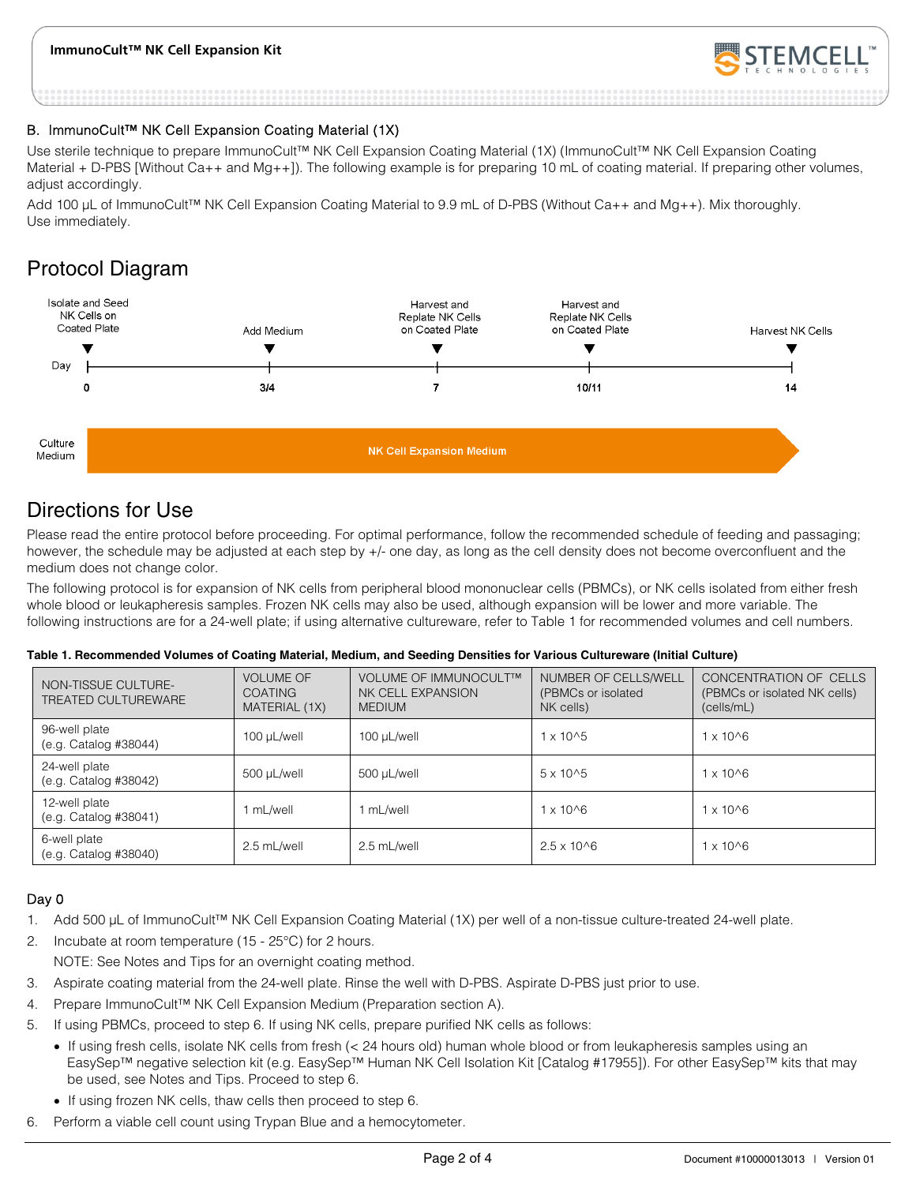### B. ImmunoCult™ NK Cell Expansion Coating Material (1X)

Use sterile technique to prepare ImmunoCult™ NK Cell Expansion Coating Material (1X) (ImmunoCult™ NK Cell Expansion Coating Material + D-PBS [Without Ca++ and Mg++]). The following example is for preparing 10 mL of coating material. If preparing other volumes, adjust accordingly.

Add 100 µL of ImmunoCult™ NK Cell Expansion Coating Material to 9.9 mL of D-PBS (Without Ca++ and Mg++). Mix thoroughly. Use immediately.

## Protocol Diagram

| Day | 0 | 3/4 | 7 | 10/11 | 14 |
|---|---|---|---|---|---|
| Step | Isolate and Seed NK Cells on Coated Plate | Add Medium | Harvest and Replate NK Cells on Coated Plate | Harvest and Replate NK Cells on Coated Plate | Harvest NK Cells |

Culture Medium: NK Cell Expansion Medium

## Directions for Use

Please read the entire protocol before proceeding. For optimal performance, follow the recommended schedule of feeding and passaging; however, the schedule may be adjusted at each step by +/- one day, as long as the cell density does not become overconfluent and the medium does not change color.

The following protocol is for expansion of NK cells from peripheral blood mononuclear cells (PBMCs), or NK cells isolated from either fresh whole blood or leukapheresis samples. Frozen NK cells may also be used, although expansion will be lower and more variable. The following instructions are for a 24-well plate; if using alternative cultureware, refer to Table 1 for recommended volumes and cell numbers.

**Table 1. Recommended Volumes of Coating Material, Medium, and Seeding Densities for Various Cultureware (Initial Culture)**

| NON-TISSUE CULTURE-TREATED CULTUREWARE | VOLUME OF COATING MATERIAL (1X) | VOLUME OF IMMUNOCULT™ NK CELL EXPANSION MEDIUM | NUMBER OF CELLS/WELL (PBMCs or isolated NK cells) | CONCENTRATION OF CELLS (PBMCs or isolated NK cells) (cells/mL) |
|---|---|---|---|---|
| 96-well plate (e.g. Catalog #38044) | 100 µL/well | 100 µL/well | 1 x 10^5 | 1 x 10^6 |
| 24-well plate (e.g. Catalog #38042) | 500 µL/well | 500 µL/well | 5 x 10^5 | 1 x 10^6 |
| 12-well plate (e.g. Catalog #38041) | 1 mL/well | 1 mL/well | 1 x 10^6 | 1 x 10^6 |
| 6-well plate (e.g. Catalog #38040) | 2.5 mL/well | 2.5 mL/well | 2.5 x 10^6 | 1 x 10^6 |

### Day 0

1. Add 500 µL of ImmunoCult™ NK Cell Expansion Coating Material (1X) per well of a non-tissue culture-treated 24-well plate.
2. Incubate at room temperature (15 - 25°C) for 2 hours.

   NOTE: See Notes and Tips for an overnight coating method.
3. Aspirate coating material from the 24-well plate. Rinse the well with D-PBS. Aspirate D-PBS just prior to use.
4. Prepare ImmunoCult™ NK Cell Expansion Medium (Preparation section A).
5. If using PBMCs, proceed to step 6. If using NK cells, prepare purified NK cells as follows:
   - If using fresh cells, isolate NK cells from fresh (< 24 hours old) human whole blood or from leukapheresis samples using an EasySep™ negative selection kit (e.g. EasySep™ Human NK Cell Isolation Kit [Catalog #17955]). For other EasySep™ kits that may be used, see Notes and Tips. Proceed to step 6.
   - If using frozen NK cells, thaw cells then proceed to step 6.
6. Perform a viable cell count using Trypan Blue and a hemocytometer.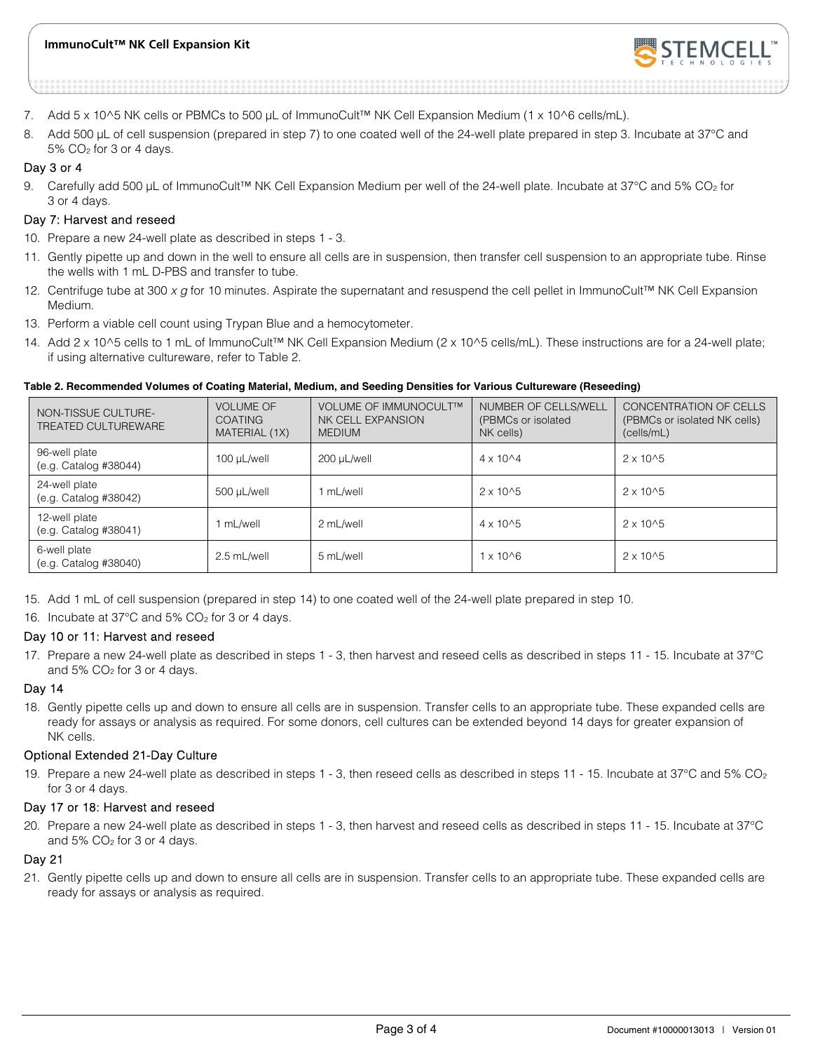7. Add 5 x 10^5 NK cells or PBMCs to 500 µL of ImmunoCult™ NK Cell Expansion Medium (1 x 10^6 cells/mL).
8. Add 500 µL of cell suspension (prepared in step 7) to one coated well of the 24-well plate prepared in step 3. Incubate at 37°C and 5% $CO_2$ for 3 or 4 days.

### Day 3 or 4

9. Carefully add 500 µL of ImmunoCult™ NK Cell Expansion Medium per well of the 24-well plate. Incubate at 37°C and 5% $CO_2$ for 3 or 4 days.

### Day 7: Harvest and reseed

10. Prepare a new 24-well plate as described in steps 1 - 3.
11. Gently pipette up and down in the well to ensure all cells are in suspension, then transfer cell suspension to an appropriate tube. Rinse the wells with 1 mL D-PBS and transfer to tube.
12. Centrifuge tube at 300 *x g* for 10 minutes. Aspirate the supernatant and resuspend the cell pellet in ImmunoCult™ NK Cell Expansion Medium.
13. Perform a viable cell count using Trypan Blue and a hemocytometer.
14. Add 2 x 10^5 cells to 1 mL of ImmunoCult™ NK Cell Expansion Medium (2 x 10^5 cells/mL). These instructions are for a 24-well plate; if using alternative cultureware, refer to Table 2.

**Table 2. Recommended Volumes of Coating Material, Medium, and Seeding Densities for Various Cultureware (Reseeding)**

| NON-TISSUE CULTURE-TREATED CULTUREWARE | VOLUME OF COATING MATERIAL (1X) | VOLUME OF IMMUNOCULT™ NK CELL EXPANSION MEDIUM | NUMBER OF CELLS/WELL (PBMCs or isolated NK cells) | CONCENTRATION OF CELLS (PBMCs or isolated NK cells) (cells/mL) |
|---|---|---|---|---|
| 96-well plate (e.g. Catalog #38044) | 100 µL/well | 200 µL/well | 4 x 10^4 | 2 x 10^5 |
| 24-well plate (e.g. Catalog #38042) | 500 µL/well | 1 mL/well | 2 x 10^5 | 2 x 10^5 |
| 12-well plate (e.g. Catalog #38041) | 1 mL/well | 2 mL/well | 4 x 10^5 | 2 x 10^5 |
| 6-well plate (e.g. Catalog #38040) | 2.5 mL/well | 5 mL/well | 1 x 10^6 | 2 x 10^5 |

15. Add 1 mL of cell suspension (prepared in step 14) to one coated well of the 24-well plate prepared in step 10.
16. Incubate at 37°C and 5% $CO_2$ for 3 or 4 days.

### Day 10 or 11: Harvest and reseed

17. Prepare a new 24-well plate as described in steps 1 - 3, then harvest and reseed cells as described in steps 11 - 15. Incubate at 37°C and 5% $CO_2$ for 3 or 4 days.

### Day 14

18. Gently pipette cells up and down to ensure all cells are in suspension. Transfer cells to an appropriate tube. These expanded cells are ready for assays or analysis as required. For some donors, cell cultures can be extended beyond 14 days for greater expansion of NK cells.

### Optional Extended 21-Day Culture

19. Prepare a new 24-well plate as described in steps 1 - 3, then reseed cells as described in steps 11 - 15. Incubate at 37°C and 5% $CO_2$ for 3 or 4 days.

### Day 17 or 18: Harvest and reseed

20. Prepare a new 24-well plate as described in steps 1 - 3, then harvest and reseed cells as described in steps 11 - 15. Incubate at 37°C and 5% $CO_2$ for 3 or 4 days.

### Day 21

21. Gently pipette cells up and down to ensure all cells are in suspension. Transfer cells to an appropriate tube. These expanded cells are ready for assays or analysis as required.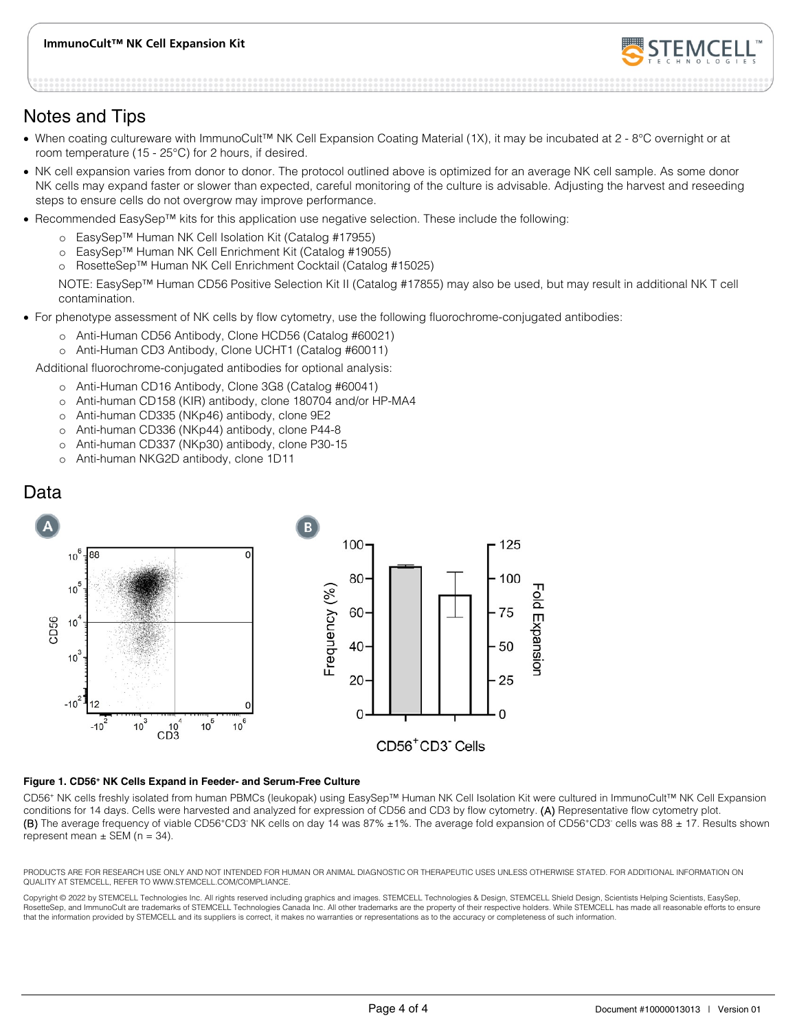## Notes and Tips

- When coating cultureware with ImmunoCult™ NK Cell Expansion Coating Material (1X), it may be incubated at 2 - 8°C overnight or at room temperature (15 - 25°C) for 2 hours, if desired.
- NK cell expansion varies from donor to donor. The protocol outlined above is optimized for an average NK cell sample. As some donor NK cells may expand faster or slower than expected, careful monitoring of the culture is advisable. Adjusting the harvest and reseeding steps to ensure cells do not overgrow may improve performance.
- Recommended EasySep™ kits for this application use negative selection. These include the following:
  - EasySep™ Human NK Cell Isolation Kit (Catalog #17955)
  - EasySep™ Human NK Cell Enrichment Kit (Catalog #19055)
  - RosetteSep™ Human NK Cell Enrichment Cocktail (Catalog #15025)

  NOTE: EasySep™ Human CD56 Positive Selection Kit II (Catalog #17855) may also be used, but may result in additional NK T cell contamination.
- For phenotype assessment of NK cells by flow cytometry, use the following fluorochrome-conjugated antibodies:
  - Anti-Human CD56 Antibody, Clone HCD56 (Catalog #60021)
  - Anti-Human CD3 Antibody, Clone UCHT1 (Catalog #60011)

  Additional fluorochrome-conjugated antibodies for optional analysis:
  - Anti-Human CD16 Antibody, Clone 3G8 (Catalog #60041)
  - Anti-human CD158 (KIR) antibody, clone 180704 and/or HP-MA4
  - Anti-human CD335 (NKp46) antibody, clone 9E2
  - Anti-human CD336 (NKp44) antibody, clone P44-8
  - Anti-human CD337 (NKp30) antibody, clone P30-15
  - Anti-human NKG2D antibody, clone 1D11

## Data

A

88
0
12
0
CD56
CD3

B

Frequency (%)
Fold Expansion
CD56⁺CD3⁻ Cells

**Figure 1. CD56⁺ NK Cells Expand in Feeder- and Serum-Free Culture**

CD56⁺ NK cells freshly isolated from human PBMCs (leukopak) using EasySep™ Human NK Cell Isolation Kit were cultured in ImmunoCult™ NK Cell Expansion conditions for 14 days. Cells were harvested and analyzed for expression of CD56 and CD3 by flow cytometry. **(A)** Representative flow cytometry plot. **(B)** The average frequency of viable CD56⁺CD3⁻ NK cells on day 14 was 87% ±1%. The average fold expansion of CD56⁺CD3⁻ cells was 88 ± 17. Results shown represent mean ± SEM (n = 34).

PRODUCTS ARE FOR RESEARCH USE ONLY AND NOT INTENDED FOR HUMAN OR ANIMAL DIAGNOSTIC OR THERAPEUTIC USES UNLESS OTHERWISE STATED. FOR ADDITIONAL INFORMATION ON QUALITY AT STEMCELL, REFER TO WWW.STEMCELL.COM/COMPLIANCE.

Copyright © 2022 by STEMCELL Technologies Inc. All rights reserved including graphics and images. STEMCELL Technologies & Design, STEMCELL Shield Design, Scientists Helping Scientists, EasySep, RosetteSep, and ImmunoCult are trademarks of STEMCELL Technologies Canada Inc. All other trademarks are the property of their respective holders. While STEMCELL has made all reasonable efforts to ensure that the information provided by STEMCELL and its suppliers is correct, it makes no warranties or representations as to the accuracy or completeness of such information.